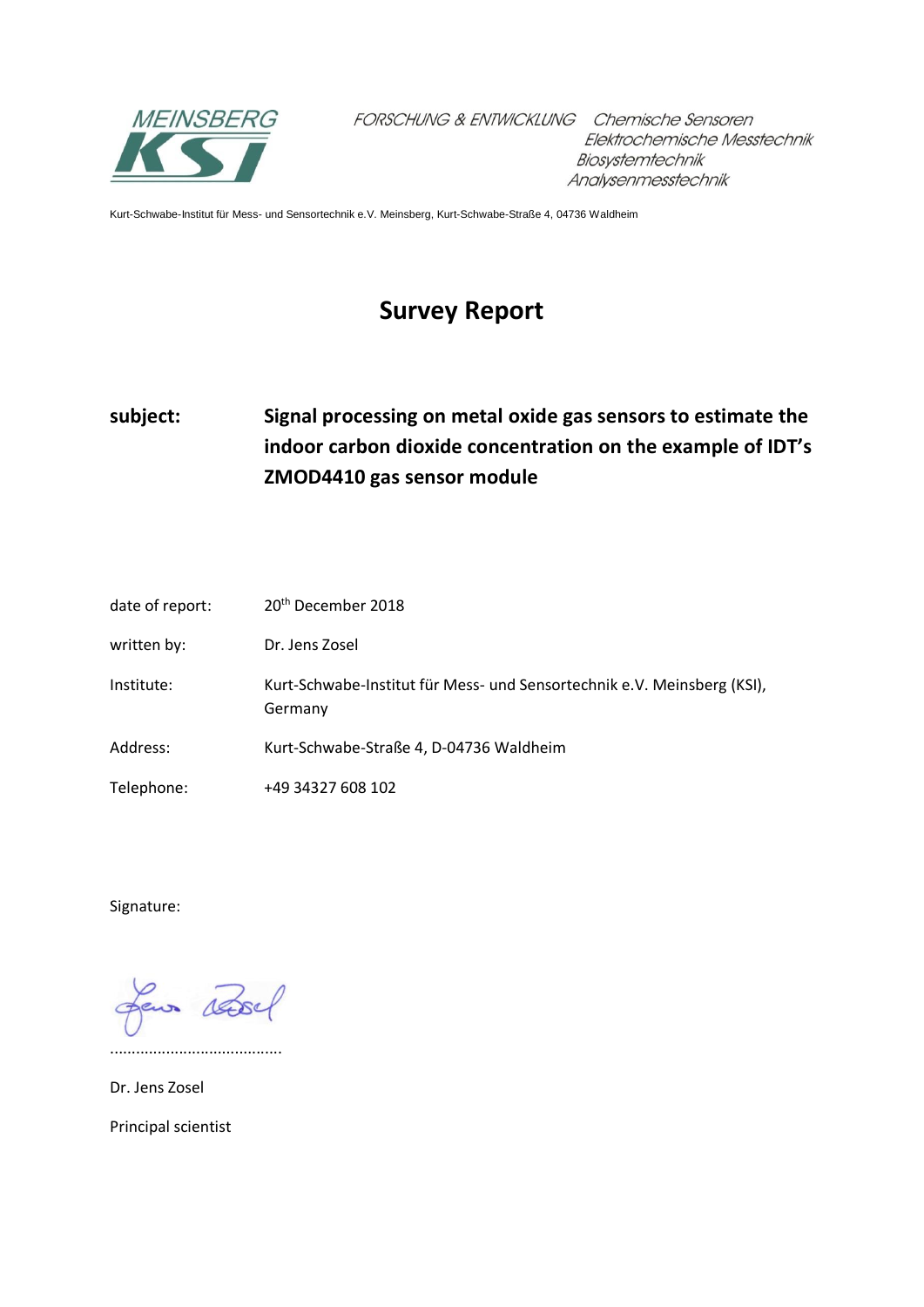MEINSBERG KSI

FORSCHUNG & ENTWICKLUNG Chemische Sensoren
Elektrochemische Messtechnik
Biosystemtechnik
Analysenmesstechnik

Kurt-Schwabe-Institut für Mess- und Sensortechnik e.V. Meinsberg, Kurt-Schwabe-Straße 4, 04736 Waldheim

# Survey Report

**subject:** **Signal processing on metal oxide gas sensors to estimate the indoor carbon dioxide concentration on the example of IDT's ZMOD4410 gas sensor module**

| | |
|---|---|
| date of report: | 20th December 2018 |
| written by: | Dr. Jens Zosel |
| Institute: | Kurt-Schwabe-Institut für Mess- und Sensortechnik e.V. Meinsberg (KSI), Germany |
| Address: | Kurt-Schwabe-Straße 4, D-04736 Waldheim |
| Telephone: | +49 34327 608 102 |

Signature:

.......................................

Dr. Jens Zosel

Principal scientist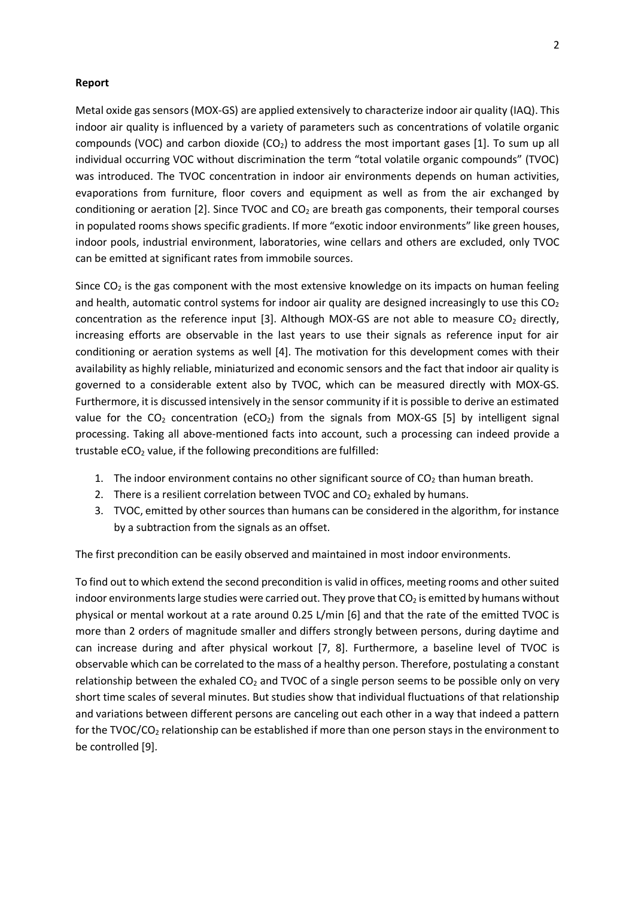**Report**

Metal oxide gas sensors (MOX-GS) are applied extensively to characterize indoor air quality (IAQ). This indoor air quality is influenced by a variety of parameters such as concentrations of volatile organic compounds (VOC) and carbon dioxide ($CO_2$) to address the most important gases [1]. To sum up all individual occurring VOC without discrimination the term "total volatile organic compounds" (TVOC) was introduced. The TVOC concentration in indoor air environments depends on human activities, evaporations from furniture, floor covers and equipment as well as from the air exchanged by conditioning or aeration [2]. Since TVOC and $CO_2$ are breath gas components, their temporal courses in populated rooms shows specific gradients. If more "exotic indoor environments" like green houses, indoor pools, industrial environment, laboratories, wine cellars and others are excluded, only TVOC can be emitted at significant rates from immobile sources.

Since $CO_2$ is the gas component with the most extensive knowledge on its impacts on human feeling and health, automatic control systems for indoor air quality are designed increasingly to use this $CO_2$ concentration as the reference input [3]. Although MOX-GS are not able to measure $CO_2$ directly, increasing efforts are observable in the last years to use their signals as reference input for air conditioning or aeration systems as well [4]. The motivation for this development comes with their availability as highly reliable, miniaturized and economic sensors and the fact that indoor air quality is governed to a considerable extent also by TVOC, which can be measured directly with MOX-GS. Furthermore, it is discussed intensively in the sensor community if it is possible to derive an estimated value for the $CO_2$ concentration ($eCO_2$) from the signals from MOX-GS [5] by intelligent signal processing. Taking all above-mentioned facts into account, such a processing can indeed provide a trustable $eCO_2$ value, if the following preconditions are fulfilled:

1. The indoor environment contains no other significant source of $CO_2$ than human breath.
2. There is a resilient correlation between TVOC and $CO_2$ exhaled by humans.
3. TVOC, emitted by other sources than humans can be considered in the algorithm, for instance by a subtraction from the signals as an offset.

The first precondition can be easily observed and maintained in most indoor environments.

To find out to which extend the second precondition is valid in offices, meeting rooms and other suited indoor environments large studies were carried out. They prove that $CO_2$ is emitted by humans without physical or mental workout at a rate around 0.25 L/min [6] and that the rate of the emitted TVOC is more than 2 orders of magnitude smaller and differs strongly between persons, during daytime and can increase during and after physical workout [7, 8]. Furthermore, a baseline level of TVOC is observable which can be correlated to the mass of a healthy person. Therefore, postulating a constant relationship between the exhaled $CO_2$ and TVOC of a single person seems to be possible only on very short time scales of several minutes. But studies show that individual fluctuations of that relationship and variations between different persons are canceling out each other in a way that indeed a pattern for the TVOC/$CO_2$ relationship can be established if more than one person stays in the environment to be controlled [9].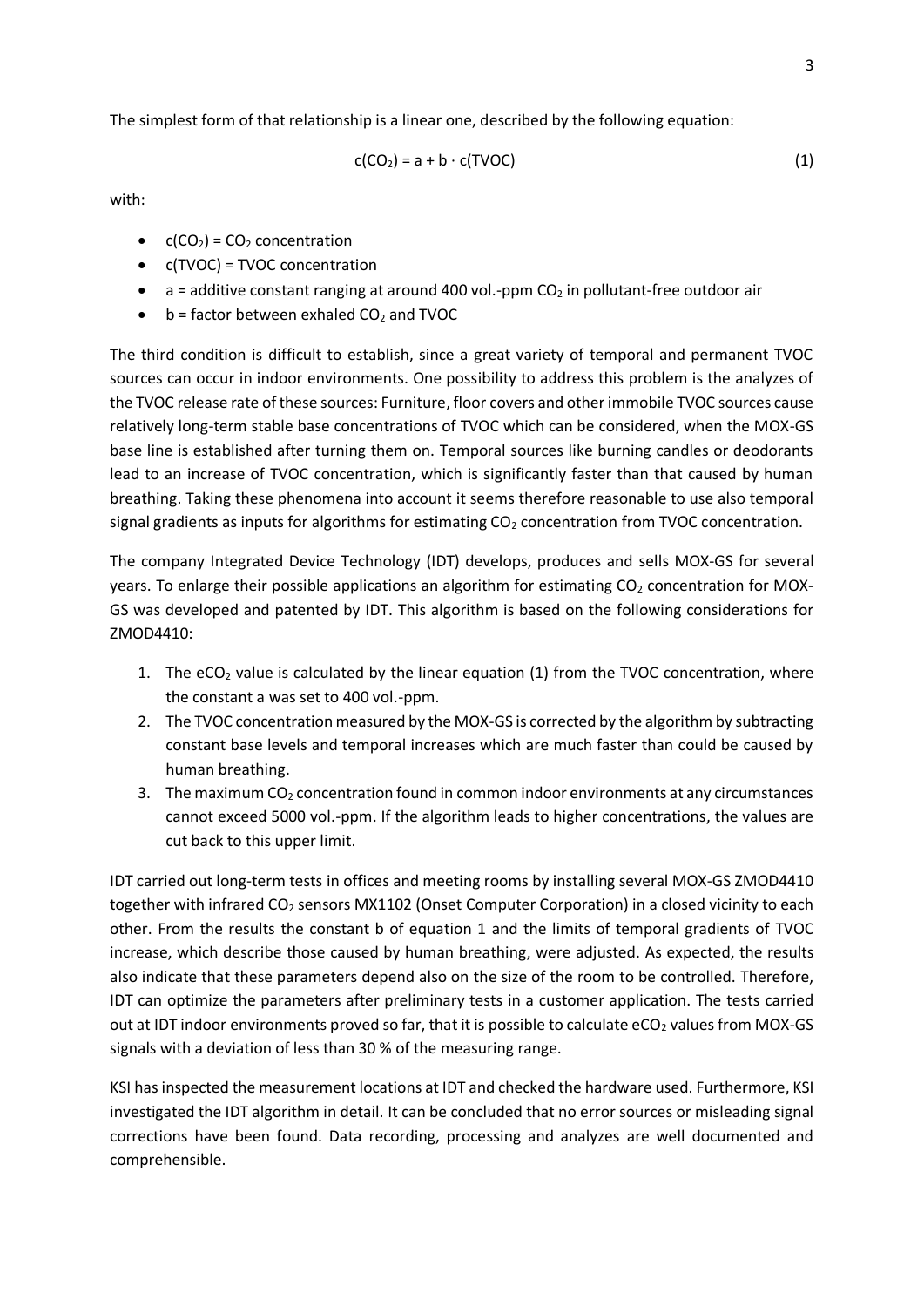The simplest form of that relationship is a linear one, described by the following equation:

$$c(CO_2) = a + b \cdot c(TVOC) \qquad (1)$$

with:

- $c(CO_2)$ = $CO_2$ concentration
- c(TVOC) = TVOC concentration
- a = additive constant ranging at around 400 vol.-ppm $CO_2$ in pollutant-free outdoor air
- b = factor between exhaled $CO_2$ and TVOC

The third condition is difficult to establish, since a great variety of temporal and permanent TVOC sources can occur in indoor environments. One possibility to address this problem is the analyzes of the TVOC release rate of these sources: Furniture, floor covers and other immobile TVOC sources cause relatively long-term stable base concentrations of TVOC which can be considered, when the MOX-GS base line is established after turning them on. Temporal sources like burning candles or deodorants lead to an increase of TVOC concentration, which is significantly faster than that caused by human breathing. Taking these phenomena into account it seems therefore reasonable to use also temporal signal gradients as inputs for algorithms for estimating $CO_2$ concentration from TVOC concentration.

The company Integrated Device Technology (IDT) develops, produces and sells MOX-GS for several years. To enlarge their possible applications an algorithm for estimating $CO_2$ concentration for MOX-GS was developed and patented by IDT. This algorithm is based on the following considerations for ZMOD4410:

1. The $eCO_2$ value is calculated by the linear equation (1) from the TVOC concentration, where the constant a was set to 400 vol.-ppm.
2. The TVOC concentration measured by the MOX-GS is corrected by the algorithm by subtracting constant base levels and temporal increases which are much faster than could be caused by human breathing.
3. The maximum $CO_2$ concentration found in common indoor environments at any circumstances cannot exceed 5000 vol.-ppm. If the algorithm leads to higher concentrations, the values are cut back to this upper limit.

IDT carried out long-term tests in offices and meeting rooms by installing several MOX-GS ZMOD4410 together with infrared $CO_2$ sensors MX1102 (Onset Computer Corporation) in a closed vicinity to each other. From the results the constant b of equation 1 and the limits of temporal gradients of TVOC increase, which describe those caused by human breathing, were adjusted. As expected, the results also indicate that these parameters depend also on the size of the room to be controlled. Therefore, IDT can optimize the parameters after preliminary tests in a customer application. The tests carried out at IDT indoor environments proved so far, that it is possible to calculate $eCO_2$ values from MOX-GS signals with a deviation of less than 30 % of the measuring range.

KSI has inspected the measurement locations at IDT and checked the hardware used. Furthermore, KSI investigated the IDT algorithm in detail. It can be concluded that no error sources or misleading signal corrections have been found. Data recording, processing and analyzes are well documented and comprehensible.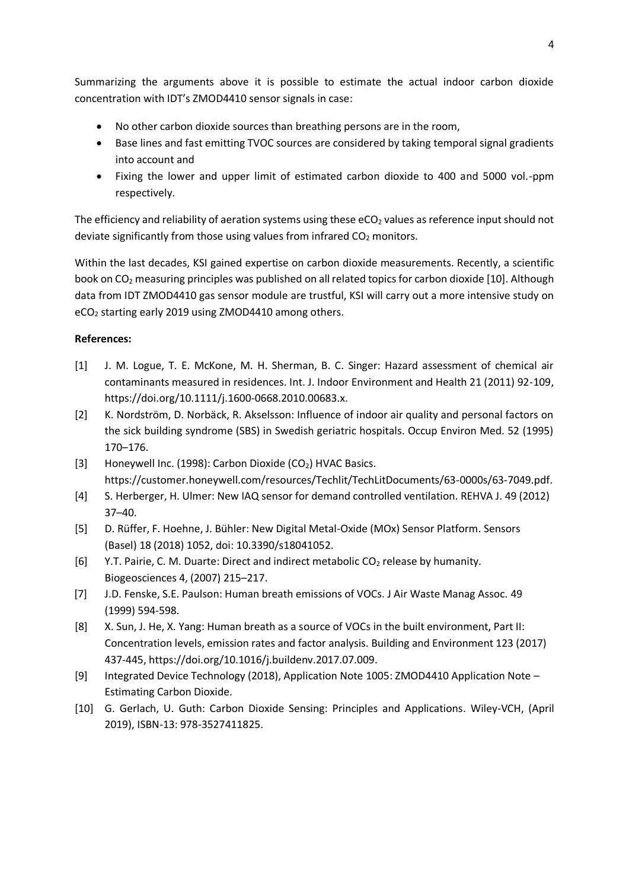Summarizing the arguments above it is possible to estimate the actual indoor carbon dioxide concentration with IDT's ZMOD4410 sensor signals in case:

- No other carbon dioxide sources than breathing persons are in the room,
- Base lines and fast emitting TVOC sources are considered by taking temporal signal gradients into account and
- Fixing the lower and upper limit of estimated carbon dioxide to 400 and 5000 vol.-ppm respectively.

The efficiency and reliability of aeration systems using these $eCO_2$ values as reference input should not deviate significantly from those using values from infrared $CO_2$ monitors.

Within the last decades, KSI gained expertise on carbon dioxide measurements. Recently, a scientific book on $CO_2$ measuring principles was published on all related topics for carbon dioxide [10]. Although data from IDT ZMOD4410 gas sensor module are trustful, KSI will carry out a more intensive study on $eCO_2$ starting early 2019 using ZMOD4410 among others.

**References:**

[1] J. M. Logue, T. E. McKone, M. H. Sherman, B. C. Singer: Hazard assessment of chemical air contaminants measured in residences. Int. J. Indoor Environment and Health 21 (2011) 92-109, https://doi.org/10.1111/j.1600-0668.2010.00683.x.

[2] K. Nordström, D. Norbäck, R. Akselsson: Influence of indoor air quality and personal factors on the sick building syndrome (SBS) in Swedish geriatric hospitals. Occup Environ Med. 52 (1995) 170–176.

[3] Honeywell Inc. (1998): Carbon Dioxide ($CO_2$) HVAC Basics. https://customer.honeywell.com/resources/Techlit/TechLitDocuments/63-0000s/63-7049.pdf.

[4] S. Herberger, H. Ulmer: New IAQ sensor for demand controlled ventilation. REHVA J. 49 (2012) 37–40.

[5] D. Rüffer, F. Hoehne, J. Bühler: New Digital Metal-Oxide (MOx) Sensor Platform. Sensors (Basel) 18 (2018) 1052, doi: 10.3390/s18041052.

[6] Y.T. Pairie, C. M. Duarte: Direct and indirect metabolic $CO_2$ release by humanity. Biogeosciences 4, (2007) 215–217.

[7] J.D. Fenske, S.E. Paulson: Human breath emissions of VOCs. J Air Waste Manag Assoc. 49 (1999) 594-598.

[8] X. Sun, J. He, X. Yang: Human breath as a source of VOCs in the built environment, Part II: Concentration levels, emission rates and factor analysis. Building and Environment 123 (2017) 437-445, https://doi.org/10.1016/j.buildenv.2017.07.009.

[9] Integrated Device Technology (2018), Application Note 1005: ZMOD4410 Application Note – Estimating Carbon Dioxide.

[10] G. Gerlach, U. Guth: Carbon Dioxide Sensing: Principles and Applications. Wiley-VCH, (April 2019), ISBN-13: 978-3527411825.